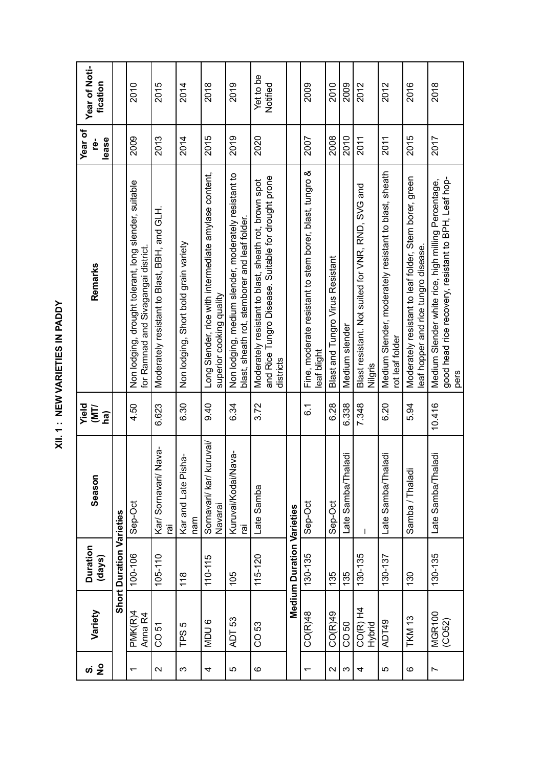# XII. 1 : NEW VARIETIES IN PADDY

| S. No | Variety | Duration (days) | Season | Yield (MT/ha) | Remarks | Year of release | Year of Notification |
|---|---|---|---|---|---|---|---|
| | **Short Duration Varieties** | | | | | | |
| 1 | PMK(R)4 Anna R4 | 100-106 | Sep-Oct | 4.50 | Non lodging, drought tolerant, long slender, suitable for Ramnad and Sivagangai district. | 2009 | 2010 |
| 2 | CO 51 | 105-110 | Kar/ Sornavari/ Navarai | 6.623 | Moderately resistant to Blast, BBH, and GLH. | 2013 | 2015 |
| 3 | TPS 5 | 118 | Kar and Late Pishanam | 6.30 | Non lodging, Short bold grain variety | 2014 | 2014 |
| 4 | MDU 6 | 110-115 | Sornavari/ kar/ kuruvai/ Navarai | 9.40 | Long Slender, rice with intermediate amylase content, superior cooking quality | 2015 | 2018 |
| 5 | ADT 53 | 105 | Kuruvai/Kodai/Navarai | 6.34 | Non lodging, medium slender, moderately resistant to blast, sheath rot, stemborer and leaf folder. | 2019 | 2019 |
| 6 | CO 53 | 115-120 | Late Samba | 3.72 | Moderately resistant to blast, sheath rot, brown spot and Rice Tungro Disease. Suitable for drought prone districts | 2020 | Yet to be Notified |
| | **Medium Duration Varieties** | | | | | | |
| 1 | CO(R)48 | 130-135 | Sep-Oct | 6.1 | Fine, moderate resistant to stem borer, blast, tungro & leaf blight | 2007 | 2009 |
| 2 | CO(R)49 | 135 | Sep-Oct | 6.28 | Blast and Tungro Virus Resistant | 2008 | 2010 |
| 3 | CO 50 | 135 | Late Samba/Thaladi | 6.338 | Medium slender | 2010 | 2009 |
| 4 | CO(R) H4 Hybrid | 130-135 | – | 7.348 | Blast resistant. Not suited for VNR, RND, SVG and Nilgris | 2011 | 2012 |
| 5 | ADT49 | 130-137 | Late Samba/Thaladi | 6.20 | Medium Slender, moderately resistant to blast, sheath rot leaf folder | 2011 | 2012 |
| 6 | TKM 13 | 130 | Samba / Thaladi | 5.94 | Moderately resistant to leaf folder, Stem borer, green leaf hopper and rice tungro disease. | 2015 | 2016 |
| 7 | MGR100 (CO52) | 130-135 | Late Samba/Thaladi | 10.416 | Medium Slender white rice, high milling Percentage, good head rice recovery, resistant to BPH, Leaf hoppers | 2017 | 2018 |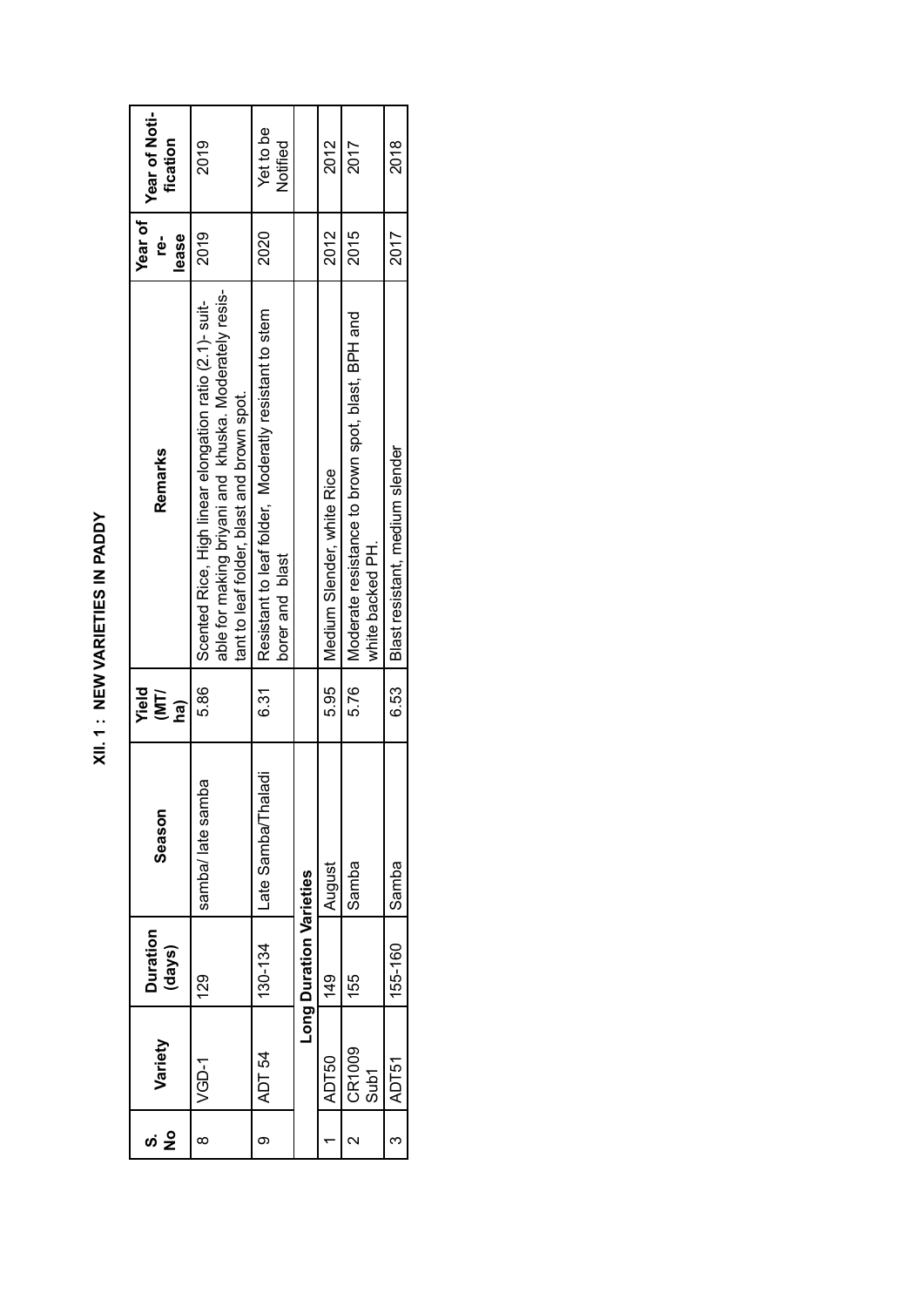## XII. 1 : NEW VARIETIES IN PADDY

| S. No | Variety | Duration (days) | Season | Yield (MT/ ha) | Remarks | Year of re-lease | Year of Noti-fication |
|---|---|---|---|---|---|---|---|
| 8 | VGD-1 | 129 | samba/ late samba | 5.86 | Scented Rice, High linear elongation ratio (2.1)- suit-able for making briyani and khuska. Moderately resis-tant to leaf folder, blast and brown spot. | 2019 | 2019 |
| 9 | ADT 54 | 130-134 | Late Samba/Thaladi | 6.31 | Resistant to leaf folder, Moderatly resistant to stem borer and blast | 2020 | Yet to be Notified |
| | **Long Duration Varieties** | | | | | | |
| 1 | ADT50 | 149 | August | 5.95 | Medium Slender, white Rice | 2012 | 2012 |
| 2 | CR1009 Sub1 | 155 | Samba | 5.76 | Moderate resistance to brown spot, blast, BPH and white backed PH. | 2015 | 2017 |
| 3 | ADT51 | 155-160 | Samba | 6.53 | Blast resistant, medium slender | 2017 | 2018 |